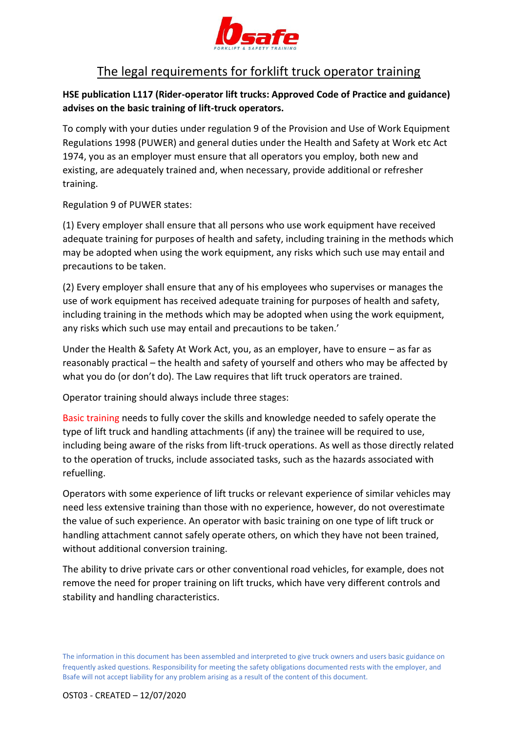# The legal requirements for forklift truck operator training

**HSE publication L117 (Rider-operator lift trucks: Approved Code of Practice and guidance) advises on the basic training of lift-truck operators.**

To comply with your duties under regulation 9 of the Provision and Use of Work Equipment Regulations 1998 (PUWER) and general duties under the Health and Safety at Work etc Act 1974, you as an employer must ensure that all operators you employ, both new and existing, are adequately trained and, when necessary, provide additional or refresher training.

Regulation 9 of PUWER states:

(1) Every employer shall ensure that all persons who use work equipment have received adequate training for purposes of health and safety, including training in the methods which may be adopted when using the work equipment, any risks which such use may entail and precautions to be taken.

(2) Every employer shall ensure that any of his employees who supervises or manages the use of work equipment has received adequate training for purposes of health and safety, including training in the methods which may be adopted when using the work equipment, any risks which such use may entail and precautions to be taken.'

Under the Health & Safety At Work Act, you, as an employer, have to ensure – as far as reasonably practical – the health and safety of yourself and others who may be affected by what you do (or don't do). The Law requires that lift truck operators are trained.

Operator training should always include three stages:

Basic training needs to fully cover the skills and knowledge needed to safely operate the type of lift truck and handling attachments (if any) the trainee will be required to use, including being aware of the risks from lift-truck operations. As well as those directly related to the operation of trucks, include associated tasks, such as the hazards associated with refuelling.

Operators with some experience of lift trucks or relevant experience of similar vehicles may need less extensive training than those with no experience, however, do not overestimate the value of such experience. An operator with basic training on one type of lift truck or handling attachment cannot safely operate others, on which they have not been trained, without additional conversion training.

The ability to drive private cars or other conventional road vehicles, for example, does not remove the need for proper training on lift trucks, which have very different controls and stability and handling characteristics.

The information in this document has been assembled and interpreted to give truck owners and users basic guidance on frequently asked questions. Responsibility for meeting the safety obligations documented rests with the employer, and Bsafe will not accept liability for any problem arising as a result of the content of this document.

OST03 - CREATED – 12/07/2020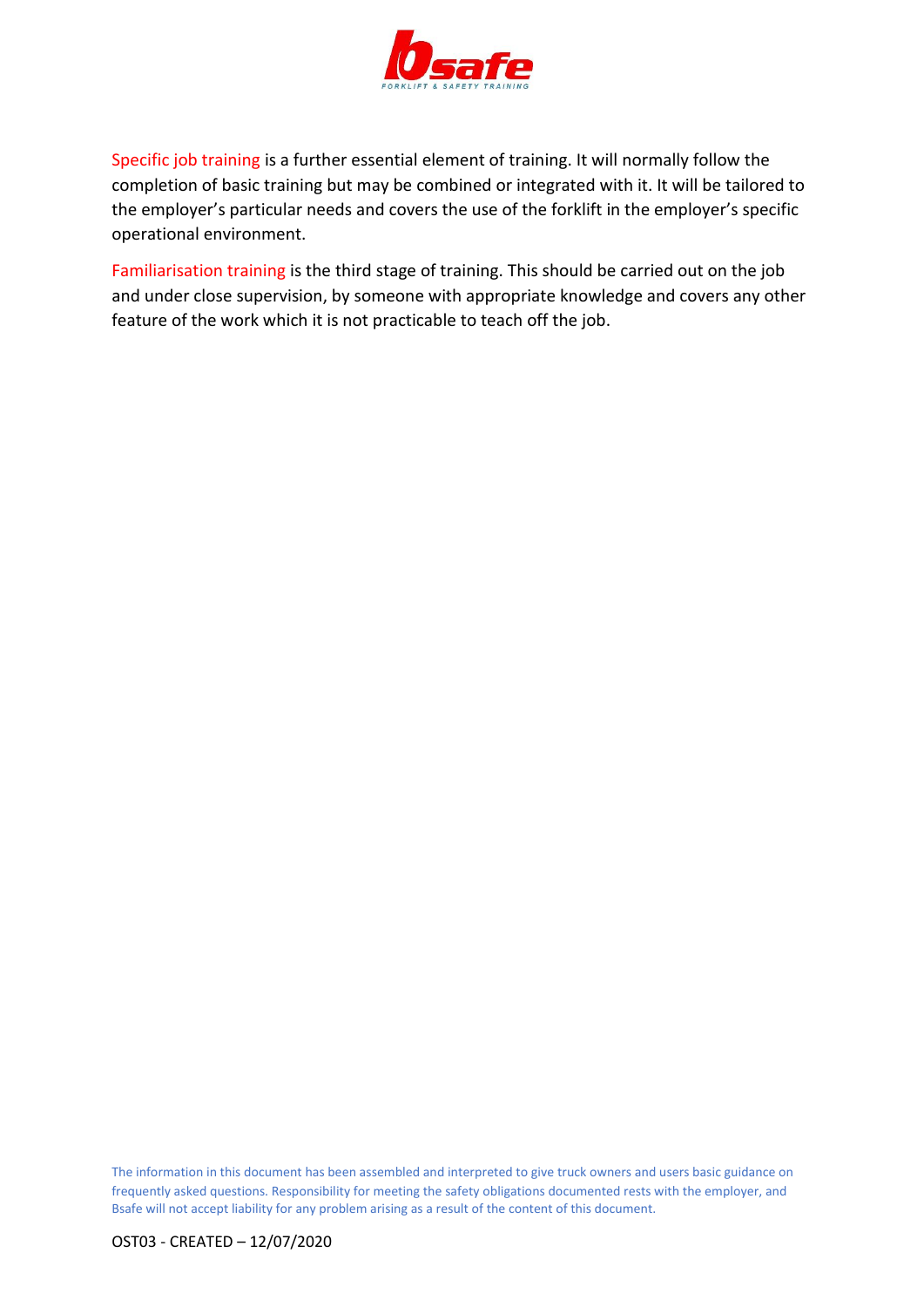Specific job training is a further essential element of training. It will normally follow the completion of basic training but may be combined or integrated with it. It will be tailored to the employer's particular needs and covers the use of the forklift in the employer's specific operational environment.

Familiarisation training is the third stage of training. This should be carried out on the job and under close supervision, by someone with appropriate knowledge and covers any other feature of the work which it is not practicable to teach off the job.

The information in this document has been assembled and interpreted to give truck owners and users basic guidance on frequently asked questions. Responsibility for meeting the safety obligations documented rests with the employer, and Bsafe will not accept liability for any problem arising as a result of the content of this document.

OST03 - CREATED – 12/07/2020